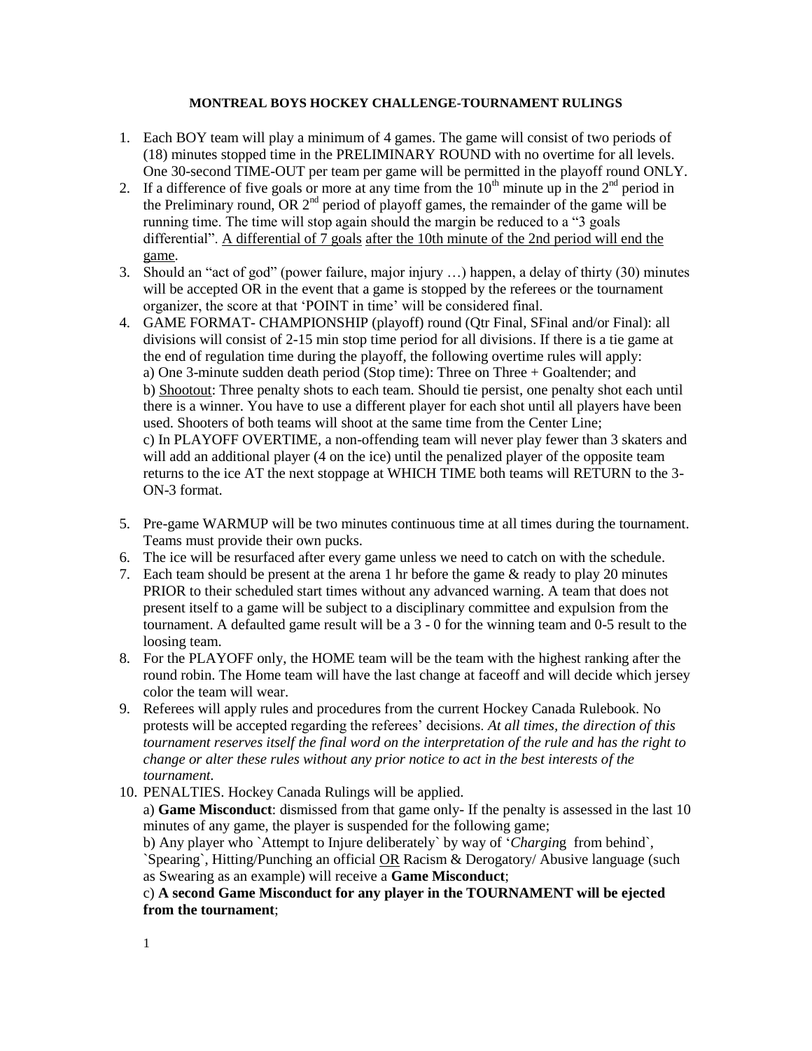**MONTREAL BOYS HOCKEY CHALLENGE-TOURNAMENT RULINGS**

1. Each BOY team will play a minimum of 4 games. The game will consist of two periods of (18) minutes stopped time in the PRELIMINARY ROUND with no overtime for all levels. One 30-second TIME-OUT per team per game will be permitted in the playoff round ONLY.
2. If a difference of five goals or more at any time from the 10th minute up in the 2nd period in the Preliminary round, OR 2nd period of playoff games, the remainder of the game will be running time. The time will stop again should the margin be reduced to a "3 goals differential". <u>A differential of 7 goals</u> <u>after the 10th minute of the 2nd period will end the game</u>.
3. Should an "act of god" (power failure, major injury …) happen, a delay of thirty (30) minutes will be accepted OR in the event that a game is stopped by the referees or the tournament organizer, the score at that 'POINT in time' will be considered final.
4. GAME FORMAT- CHAMPIONSHIP (playoff) round (Qtr Final, SFinal and/or Final): all divisions will consist of 2-15 min stop time period for all divisions. If there is a tie game at the end of regulation time during the playoff, the following overtime rules will apply:
   a) One 3-minute sudden death period (Stop time): Three on Three + Goaltender; and
   b) <u>Shootout</u>: Three penalty shots to each team. Should tie persist, one penalty shot each until there is a winner. You have to use a different player for each shot until all players have been used. Shooters of both teams will shoot at the same time from the Center Line;
   c) In PLAYOFF OVERTIME, a non-offending team will never play fewer than 3 skaters and will add an additional player (4 on the ice) until the penalized player of the opposite team returns to the ice AT the next stoppage at WHICH TIME both teams will RETURN to the 3-ON-3 format.

5. Pre-game WARMUP will be two minutes continuous time at all times during the tournament. Teams must provide their own pucks.
6. The ice will be resurfaced after every game unless we need to catch on with the schedule.
7. Each team should be present at the arena 1 hr before the game & ready to play 20 minutes PRIOR to their scheduled start times without any advanced warning. A team that does not present itself to a game will be subject to a disciplinary committee and expulsion from the tournament. A defaulted game result will be a 3 - 0 for the winning team and 0-5 result to the loosing team.
8. For the PLAYOFF only, the HOME team will be the team with the highest ranking after the round robin. The Home team will have the last change at faceoff and will decide which jersey color the team will wear.
9. Referees will apply rules and procedures from the current Hockey Canada Rulebook. No protests will be accepted regarding the referees' decisions. *At all times, the direction of this tournament reserves itself the final word on the interpretation of the rule and has the right to change or alter these rules without any prior notice to act in the best interests of the tournament.*
10. PENALTIES. Hockey Canada Rulings will be applied.
    a) **Game Misconduct**: dismissed from that game only- If the penalty is assessed in the last 10 minutes of any game, the player is suspended for the following game;
    b) Any player who `Attempt to Injure deliberately` by way of '*Chargin*g from behind`, `Spearing`, Hitting/Punching an official <u>OR</u> Racism & Derogatory/ Abusive language (such as Swearing as an example) will receive a **Game Misconduct**;
    c) **A second Game Misconduct for any player in the TOURNAMENT will be ejected from the tournament**;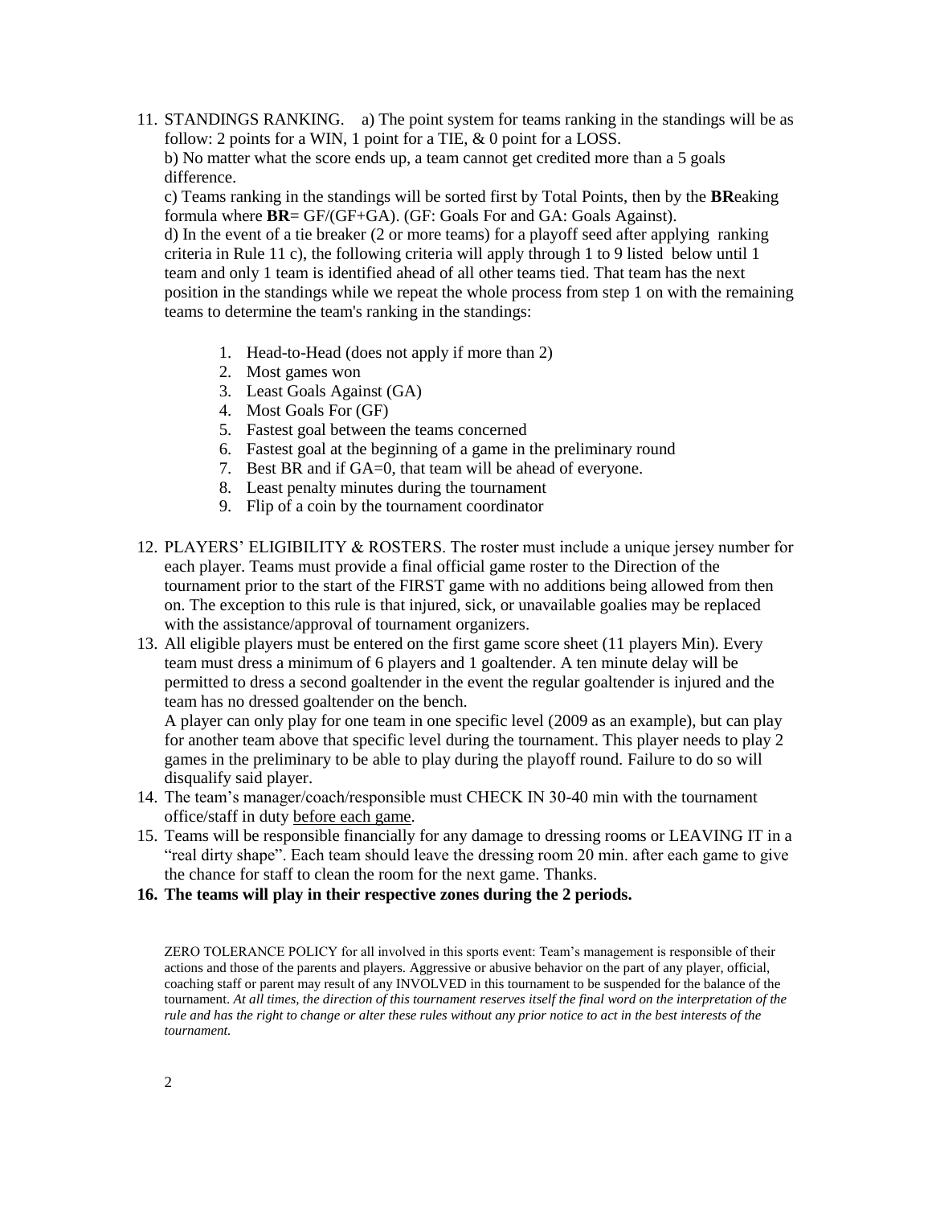11. STANDINGS RANKING. a) The point system for teams ranking in the standings will be as follow: 2 points for a WIN, 1 point for a TIE, & 0 point for a LOSS.

    b) No matter what the score ends up, a team cannot get credited more than a 5 goals difference.

    c) Teams ranking in the standings will be sorted first by Total Points, then by the **BR**eaking formula where **BR**= GF/(GF+GA). (GF: Goals For and GA: Goals Against).

    d) In the event of a tie breaker (2 or more teams) for a playoff seed after applying ranking criteria in Rule 11 c), the following criteria will apply through 1 to 9 listed below until 1 team and only 1 team is identified ahead of all other teams tied. That team has the next position in the standings while we repeat the whole process from step 1 on with the remaining teams to determine the team's ranking in the standings:

    1. Head-to-Head (does not apply if more than 2)
    2. Most games won
    3. Least Goals Against (GA)
    4. Most Goals For (GF)
    5. Fastest goal between the teams concerned
    6. Fastest goal at the beginning of a game in the preliminary round
    7. Best BR and if GA=0, that team will be ahead of everyone.
    8. Least penalty minutes during the tournament
    9. Flip of a coin by the tournament coordinator

12. PLAYERS' ELIGIBILITY & ROSTERS. The roster must include a unique jersey number for each player. Teams must provide a final official game roster to the Direction of the tournament prior to the start of the FIRST game with no additions being allowed from then on. The exception to this rule is that injured, sick, or unavailable goalies may be replaced with the assistance/approval of tournament organizers.
13. All eligible players must be entered on the first game score sheet (11 players Min). Every team must dress a minimum of 6 players and 1 goaltender. A ten minute delay will be permitted to dress a second goaltender in the event the regular goaltender is injured and the team has no dressed goaltender on the bench.

    A player can only play for one team in one specific level (2009 as an example), but can play for another team above that specific level during the tournament. This player needs to play 2 games in the preliminary to be able to play during the playoff round. Failure to do so will disqualify said player.
14. The team's manager/coach/responsible must CHECK IN 30-40 min with the tournament office/staff in duty before each game.
15. Teams will be responsible financially for any damage to dressing rooms or LEAVING IT in a "real dirty shape". Each team should leave the dressing room 20 min. after each game to give the chance for staff to clean the room for the next game. Thanks.
16. **The teams will play in their respective zones during the 2 periods.**

ZERO TOLERANCE POLICY for all involved in this sports event: Team's management is responsible of their actions and those of the parents and players. Aggressive or abusive behavior on the part of any player, official, coaching staff or parent may result of any INVOLVED in this tournament to be suspended for the balance of the tournament. *At all times, the direction of this tournament reserves itself the final word on the interpretation of the rule and has the right to change or alter these rules without any prior notice to act in the best interests of the tournament.*